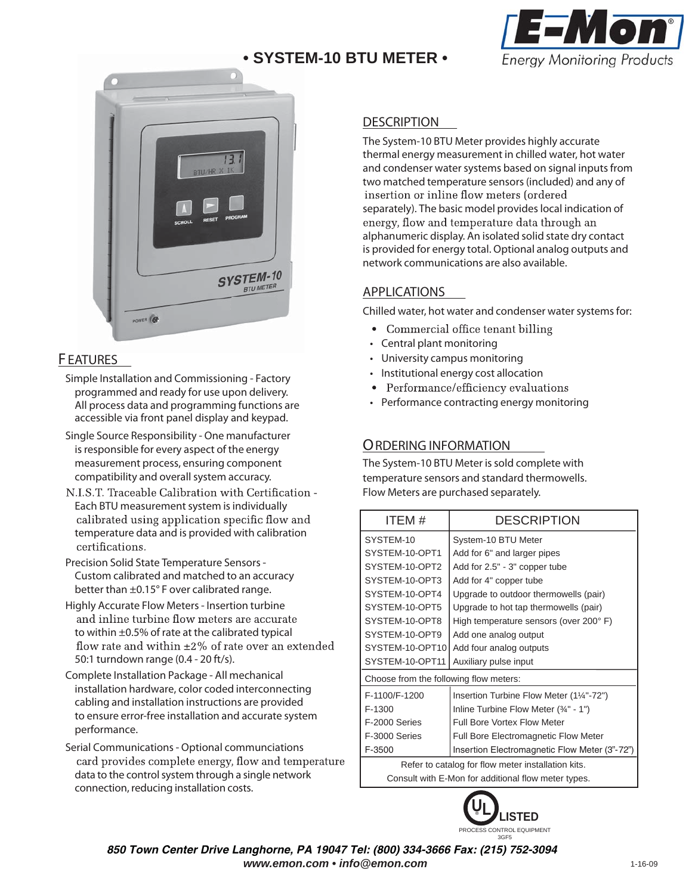# • SYSTEM-10 BTU METER •

## FEATURES

Simple Installation and Commissioning - Factory programmed and ready for use upon delivery. All process data and programming functions are accessible via front panel display and keypad.

Single Source Responsibility - One manufacturer is responsible for every aspect of the energy measurement process, ensuring component compatibility and overall system accuracy.

N.I.S.T. Traceable Calibration with Certification - Each BTU measurement system is individually calibrated using application specific flow and temperature data and is provided with calibration certifications.

Precision Solid State Temperature Sensors - Custom calibrated and matched to an accuracy better than ±0.15° F over calibrated range.

Highly Accurate Turbine Flow Meters - Insertion turbine and inline turbine flow meters are accurate to within ±0.5% of rate at the calibrated typical flow rate and within ±2% of rate over an extended 50:1 turndown range (0.4 - 20 ft/s).

Complete Installation Package - All mechanical installation hardware, color coded interconnecting cabling and installation instructions are provided to ensure error-free installation and accurate system performance.

Serial Communications - Optional communciations card provides complete energy, flow and temperature data to the control system through a single network connection, reducing installation costs.

## DESCRIPTION

The System-10 BTU Meter provides highly accurate thermal energy measurement in chilled water, hot water and condenser water systems based on signal inputs from two matched temperature sensors (included) and any of insertion or inline flow meters (ordered separately). The basic model provides local indication of energy, flow and temperature data through an alphanumeric display. An isolated solid state dry contact is provided for energy total. Optional analog outputs and network communications are also available.

## APPLICATIONS

Chilled water, hot water and condenser water systems for:

- Commercial office tenant billing
- Central plant monitoring
- University campus monitoring
- Institutional energy cost allocation
- Performance/efficiency evaluations
- Performance contracting energy monitoring

## ORDERING INFORMATION

The System-10 BTU Meter is sold complete with temperature sensors and standard thermowells. Flow Meters are purchased separately.

| ITEM # | DESCRIPTION |
|---|---|
| SYSTEM-10 | System-10 BTU Meter |
| SYSTEM-10-OPT1 | Add for 6" and larger pipes |
| SYSTEM-10-OPT2 | Add for 2.5" - 3" copper tube |
| SYSTEM-10-OPT3 | Add for 4" copper tube |
| SYSTEM-10-OPT4 | Upgrade to outdoor thermowells (pair) |
| SYSTEM-10-OPT5 | Upgrade to hot tap thermowells (pair) |
| SYSTEM-10-OPT8 | High temperature sensors (over 200° F) |
| SYSTEM-10-OPT9 | Add one analog output |
| SYSTEM-10-OPT10 | Add four analog outputs |
| SYSTEM-10-OPT11 | Auxiliary pulse input |
| Choose from the following flow meters: | |
| F-1100/F-1200 | Insertion Turbine Flow Meter (1¼"-72") |
| F-1300 | Inline Turbine Flow Meter (¾" - 1") |
| F-2000 Series | Full Bore Vortex Flow Meter |
| F-3000 Series | Full Bore Electromagnetic Flow Meter |
| F-3500 | Insertion Electromagnetic Flow Meter (3"-72") |
| Refer to catalog for flow meter installation kits. Consult with E-Mon for additional flow meter types. | |

UL LISTED
PROCESS CONTROL EQUIPMENT
3GF5

***850 Town Center Drive Langhorne, PA 19047 Tel: (800) 334-3666 Fax: (215) 752-3094***
***www.emon.com • info@emon.com***

1-16-09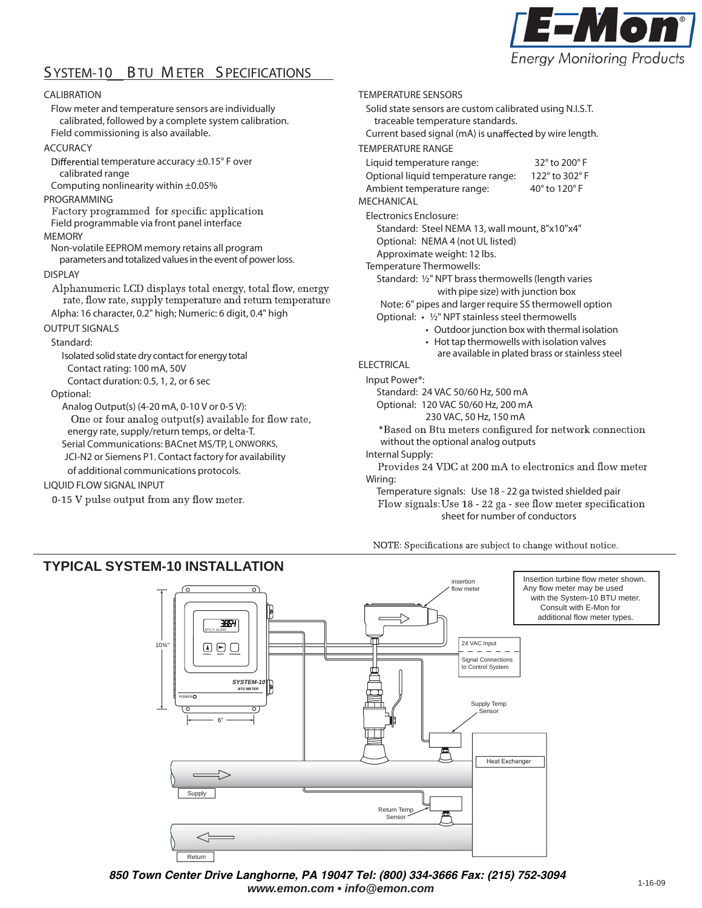## SYSTEM-10 BTU METER SPECIFICATIONS

CALIBRATION

Flow meter and temperature sensors are individually calibrated, followed by a complete system calibration.
Field commissioning is also available.

ACCURACY

Differential temperature accuracy ±0.15° F over calibrated range
Computing nonlinearity within ±0.05%

PROGRAMMING

Factory programmed for specific application
Field programmable via front panel interface

MEMORY

Non-volatile EEPROM memory retains all program parameters and totalized values in the event of power loss.

DISPLAY

Alphanumeric LCD displays total energy, total flow, energy rate, flow rate, supply temperature and return temperature
Alpha: 16 character, 0.2" high; Numeric: 6 digit, 0.4" high

OUTPUT SIGNALS

Standard:

Isolated solid state dry contact for energy total
Contact rating: 100 mA, 50V
Contact duration: 0.5, 1, 2, or 6 sec

Optional:

Analog Output(s) (4-20 mA, 0-10 V or 0-5 V):
One or four analog output(s) available for flow rate, energy rate, supply/return temps, or delta-T.
Serial Communications: BACnet MS/TP, LONWORKS, JCI-N2 or Siemens P1. Contact factory for availability of additional communications protocols.

LIQUID FLOW SIGNAL INPUT

0-15 V pulse output from any flow meter.

TEMPERATURE SENSORS

Solid state sensors are custom calibrated using N.I.S.T. traceable temperature standards.
Current based signal (mA) is unaffected by wire length.

TEMPERATURE RANGE

| | |
|---|---|
| Liquid temperature range: | 32° to 200° F |
| Optional liquid temperature range: | 122° to 302° F |
| Ambient temperature range: | 40° to 120° F |

MECHANICAL

Electronics Enclosure:

Standard: Steel NEMA 13, wall mount, 8"x10"x4"
Optional: NEMA 4 (not UL listed)
Approximate weight: 12 lbs.

Temperature Thermowells:

Standard: ½" NPT brass thermowells (length varies with pipe size) with junction box
Note: 6" pipes and larger require SS thermowell option
Optional:
- ½" NPT stainless steel thermowells
- Outdoor junction box with thermal isolation
- Hot tap thermowells with isolation valves are available in plated brass or stainless steel

ELECTRICAL

Input Power*:

Standard: 24 VAC 50/60 Hz, 500 mA
Optional: 120 VAC 50/60 Hz, 200 mA
230 VAC, 50 Hz, 150 mA

*Based on Btu meters configured for network connection without the optional analog outputs

Internal Supply:

Provides 24 VDC at 200 mA to electronics and flow meter

Wiring:

Temperature signals: Use 18 - 22 ga twisted shielded pair
Flow signals: Use 18 - 22 ga - see flow meter specification sheet for number of conductors

NOTE: Specifications are subject to change without notice.

## TYPICAL SYSTEM-10 INSTALLATION

insertion flow meter

Insertion turbine flow meter shown. Any flow meter may be used with the System-10 BTU meter. Consult with E-Mon for additional flow meter types.

24 VAC Input

Signal Connections to Control System

Supply Temp Sensor

Heat Exchanger

Supply

Return Temp Sensor

Return

10¾"

6"

BTU X 10,000

SCROLL RESET PROGRAM

SYSTEM-10 BTU METER

POWER

**850 Town Center Drive Langhorne, PA 19047 Tel: (800) 334-3666 Fax: (215) 752-3094**
**www.emon.com • info@emon.com**

1-16-09